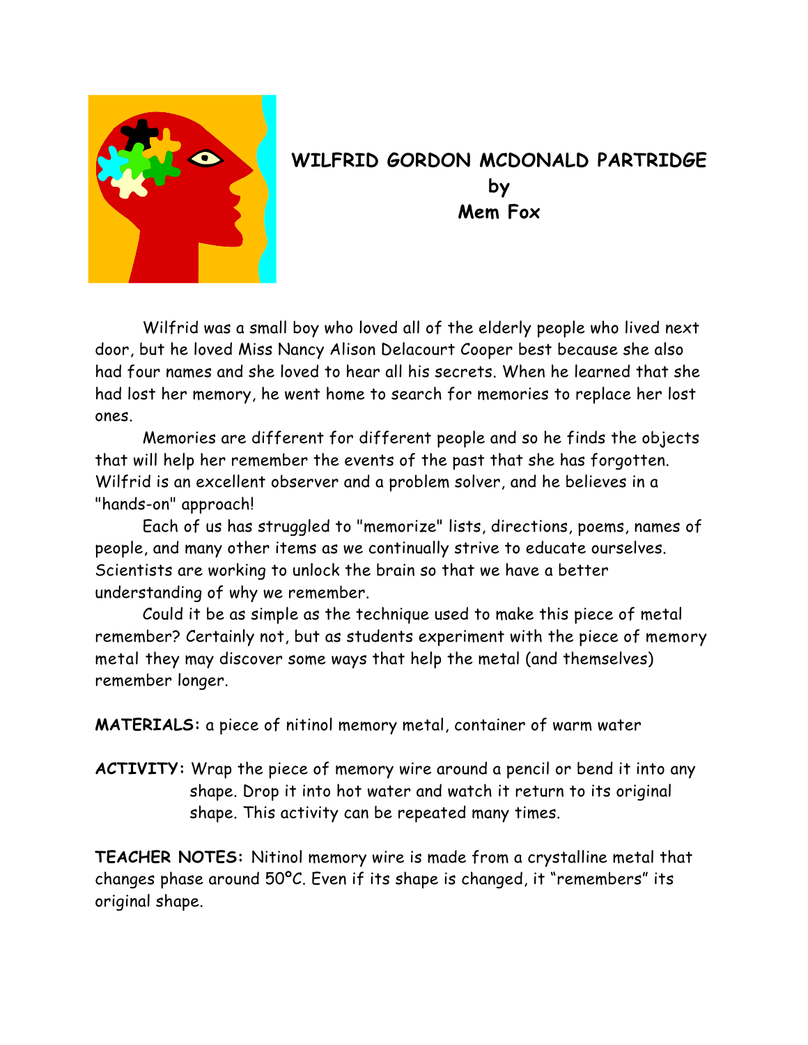# WILFRID GORDON MCDONALD PARTRIDGE
## by
## Mem Fox

Wilfrid was a small boy who loved all of the elderly people who lived next door, but he loved Miss Nancy Alison Delacourt Cooper best because she also had four names and she loved to hear all his secrets. When he learned that she had lost her memory, he went home to search for memories to replace her lost ones.

Memories are different for different people and so he finds the objects that will help her remember the events of the past that she has forgotten. Wilfrid is an excellent observer and a problem solver, and he believes in a "hands-on" approach!

Each of us has struggled to "memorize" lists, directions, poems, names of people, and many other items as we continually strive to educate ourselves. Scientists are working to unlock the brain so that we have a better understanding of why we remember.

Could it be as simple as the technique used to make this piece of metal remember? Certainly not, but as students experiment with the piece of memory metal they may discover some ways that help the metal (and themselves) remember longer.

**MATERIALS:** a piece of nitinol memory metal, container of warm water

**ACTIVITY:** Wrap the piece of memory wire around a pencil or bend it into any shape. Drop it into hot water and watch it return to its original shape. This activity can be repeated many times.

**TEACHER NOTES:** Nitinol memory wire is made from a crystalline metal that changes phase around 50°C. Even if its shape is changed, it "remembers" its original shape.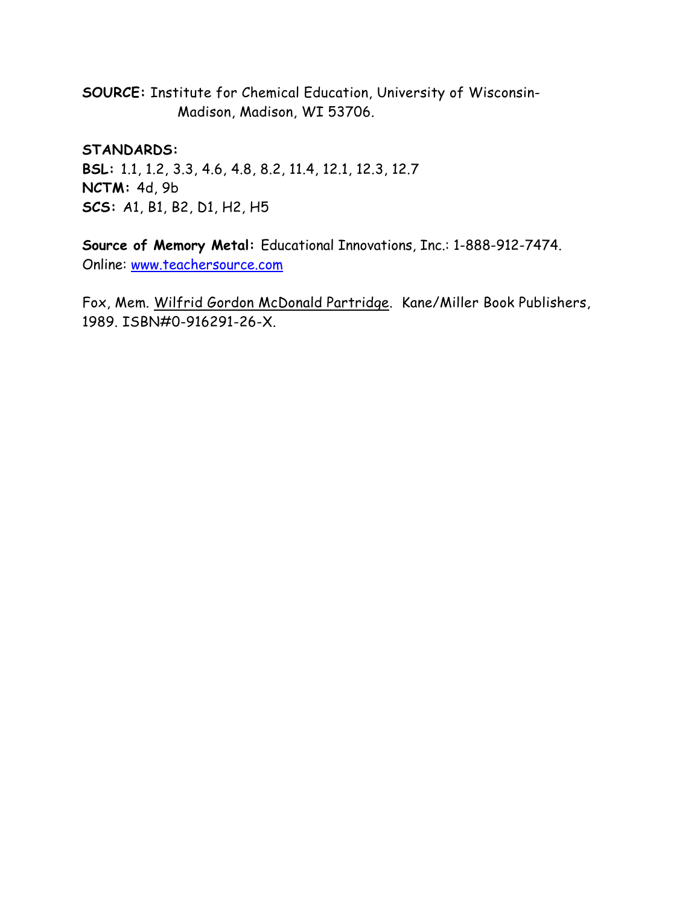**SOURCE:** Institute for Chemical Education, University of Wisconsin-Madison, Madison, WI 53706.

**STANDARDS:**
**BSL:** 1.1, 1.2, 3.3, 4.6, 4.8, 8.2, 11.4, 12.1, 12.3, 12.7
**NCTM:** 4d, 9b
**SCS:** A1, B1, B2, D1, H2, H5

**Source of Memory Metal:** Educational Innovations, Inc.: 1-888-912-7474.
Online: www.teachersource.com

Fox, Mem. Wilfrid Gordon McDonald Partridge. Kane/Miller Book Publishers, 1989. ISBN#0-916291-26-X.